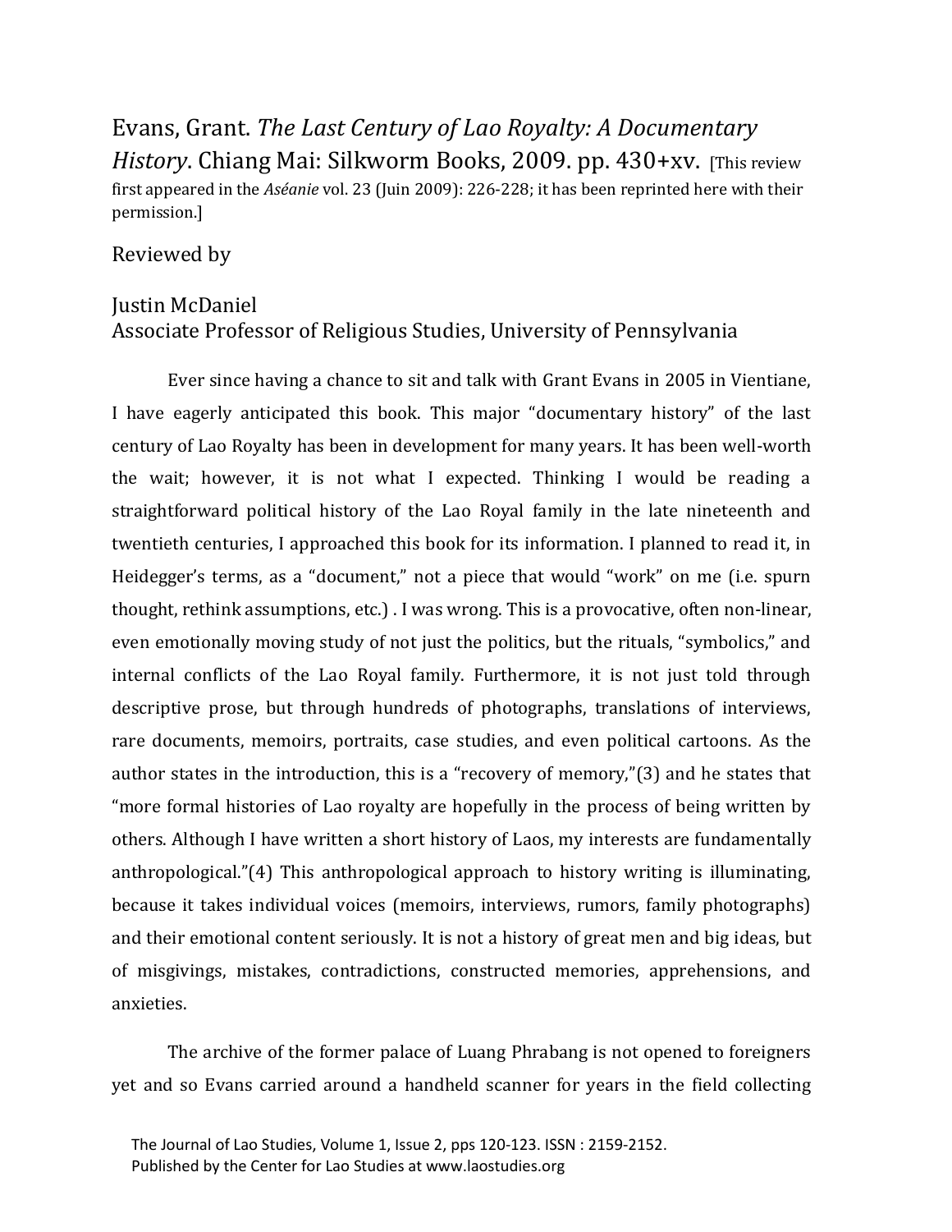Evans, Grant. *The Last Century of Lao Royalty: A Documentary History*. Chiang Mai: Silkworm Books, 2009. pp. 430+xv. [This review first appeared in the *Aséanie* vol. 23 (Juin 2009): 226-228; it has been reprinted here with their permission.]

Reviewed by

Justin McDaniel
Associate Professor of Religious Studies, University of Pennsylvania

Ever since having a chance to sit and talk with Grant Evans in 2005 in Vientiane, I have eagerly anticipated this book. This major "documentary history" of the last century of Lao Royalty has been in development for many years. It has been well-worth the wait; however, it is not what I expected. Thinking I would be reading a straightforward political history of the Lao Royal family in the late nineteenth and twentieth centuries, I approached this book for its information. I planned to read it, in Heidegger's terms, as a "document," not a piece that would "work" on me (i.e. spurn thought, rethink assumptions, etc.) . I was wrong. This is a provocative, often non-linear, even emotionally moving study of not just the politics, but the rituals, "symbolics," and internal conflicts of the Lao Royal family. Furthermore, it is not just told through descriptive prose, but through hundreds of photographs, translations of interviews, rare documents, memoirs, portraits, case studies, and even political cartoons. As the author states in the introduction, this is a "recovery of memory,"(3) and he states that "more formal histories of Lao royalty are hopefully in the process of being written by others. Although I have written a short history of Laos, my interests are fundamentally anthropological."(4) This anthropological approach to history writing is illuminating, because it takes individual voices (memoirs, interviews, rumors, family photographs) and their emotional content seriously. It is not a history of great men and big ideas, but of misgivings, mistakes, contradictions, constructed memories, apprehensions, and anxieties.

The archive of the former palace of Luang Phrabang is not opened to foreigners yet and so Evans carried around a handheld scanner for years in the field collecting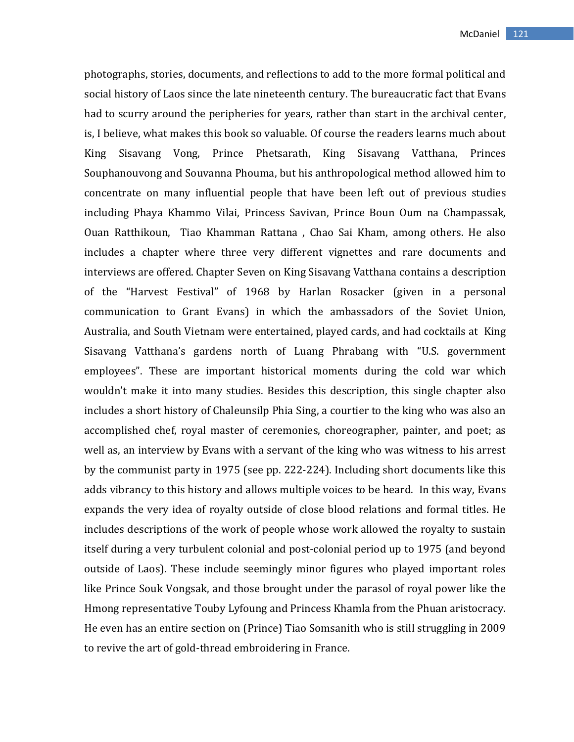photographs, stories, documents, and reflections to add to the more formal political and social history of Laos since the late nineteenth century. The bureaucratic fact that Evans had to scurry around the peripheries for years, rather than start in the archival center, is, I believe, what makes this book so valuable. Of course the readers learns much about King Sisavang Vong, Prince Phetsarath, King Sisavang Vatthana, Princes Souphanouvong and Souvanna Phouma, but his anthropological method allowed him to concentrate on many influential people that have been left out of previous studies including Phaya Khammo Vilai, Princess Savivan, Prince Boun Oum na Champassak, Ouan Ratthikoun, Tiao Khamman Rattana , Chao Sai Kham, among others. He also includes a chapter where three very different vignettes and rare documents and interviews are offered. Chapter Seven on King Sisavang Vatthana contains a description of the "Harvest Festival" of 1968 by Harlan Rosacker (given in a personal communication to Grant Evans) in which the ambassadors of the Soviet Union, Australia, and South Vietnam were entertained, played cards, and had cocktails at King Sisavang Vatthana's gardens north of Luang Phrabang with "U.S. government employees". These are important historical moments during the cold war which wouldn't make it into many studies. Besides this description, this single chapter also includes a short history of Chaleunsilp Phia Sing, a courtier to the king who was also an accomplished chef, royal master of ceremonies, choreographer, painter, and poet; as well as, an interview by Evans with a servant of the king who was witness to his arrest by the communist party in 1975 (see pp. 222-224). Including short documents like this adds vibrancy to this history and allows multiple voices to be heard. In this way, Evans expands the very idea of royalty outside of close blood relations and formal titles. He includes descriptions of the work of people whose work allowed the royalty to sustain itself during a very turbulent colonial and post-colonial period up to 1975 (and beyond outside of Laos). These include seemingly minor figures who played important roles like Prince Souk Vongsak, and those brought under the parasol of royal power like the Hmong representative Touby Lyfoung and Princess Khamla from the Phuan aristocracy. He even has an entire section on (Prince) Tiao Somsanith who is still struggling in 2009 to revive the art of gold-thread embroidering in France.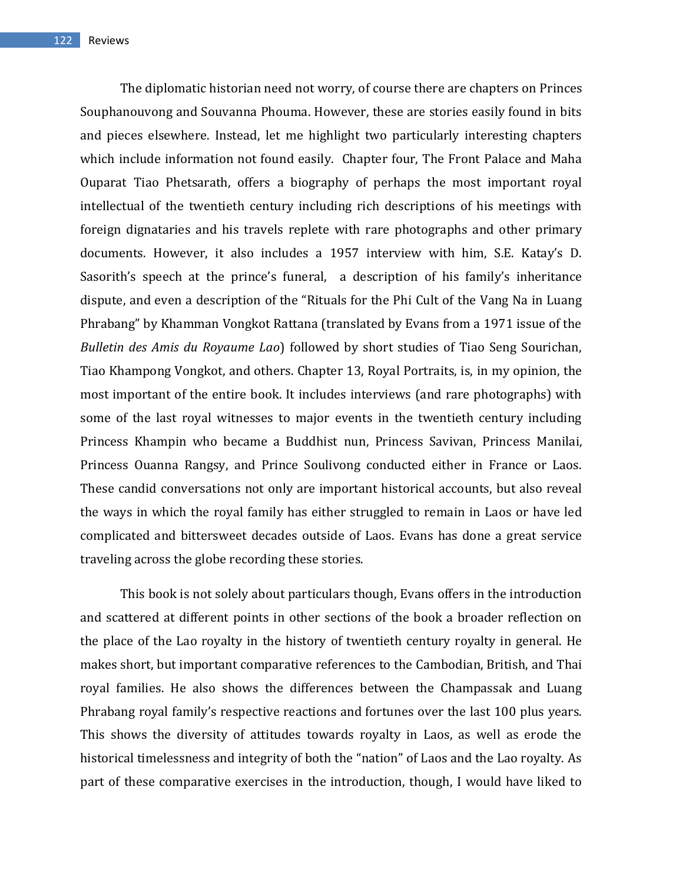The diplomatic historian need not worry, of course there are chapters on Princes Souphanouvong and Souvanna Phouma. However, these are stories easily found in bits and pieces elsewhere. Instead, let me highlight two particularly interesting chapters which include information not found easily.  Chapter four, The Front Palace and Maha Ouparat Tiao Phetsarath, offers a biography of perhaps the most important royal intellectual of the twentieth century including rich descriptions of his meetings with foreign dignataries and his travels replete with rare photographs and other primary documents. However, it also includes a 1957 interview with him, S.E. Katay's D. Sasorith's speech at the prince's funeral,  a description of his family's inheritance dispute, and even a description of the "Rituals for the Phi Cult of the Vang Na in Luang Phrabang" by Khamman Vongkot Rattana (translated by Evans from a 1971 issue of the *Bulletin des Amis du Royaume Lao*) followed by short studies of Tiao Seng Sourichan, Tiao Khampong Vongkot, and others. Chapter 13, Royal Portraits, is, in my opinion, the most important of the entire book. It includes interviews (and rare photographs) with some of the last royal witnesses to major events in the twentieth century including Princess Khampin who became a Buddhist nun, Princess Savivan, Princess Manilai, Princess Ouanna Rangsy, and Prince Soulivong conducted either in France or Laos. These candid conversations not only are important historical accounts, but also reveal the ways in which the royal family has either struggled to remain in Laos or have led complicated and bittersweet decades outside of Laos. Evans has done a great service traveling across the globe recording these stories.

This book is not solely about particulars though, Evans offers in the introduction and scattered at different points in other sections of the book a broader reflection on the place of the Lao royalty in the history of twentieth century royalty in general. He makes short, but important comparative references to the Cambodian, British, and Thai royal families. He also shows the differences between the Champassak and Luang Phrabang royal family's respective reactions and fortunes over the last 100 plus years. This shows the diversity of attitudes towards royalty in Laos, as well as erode the historical timelessness and integrity of both the "nation" of Laos and the Lao royalty. As part of these comparative exercises in the introduction, though, I would have liked to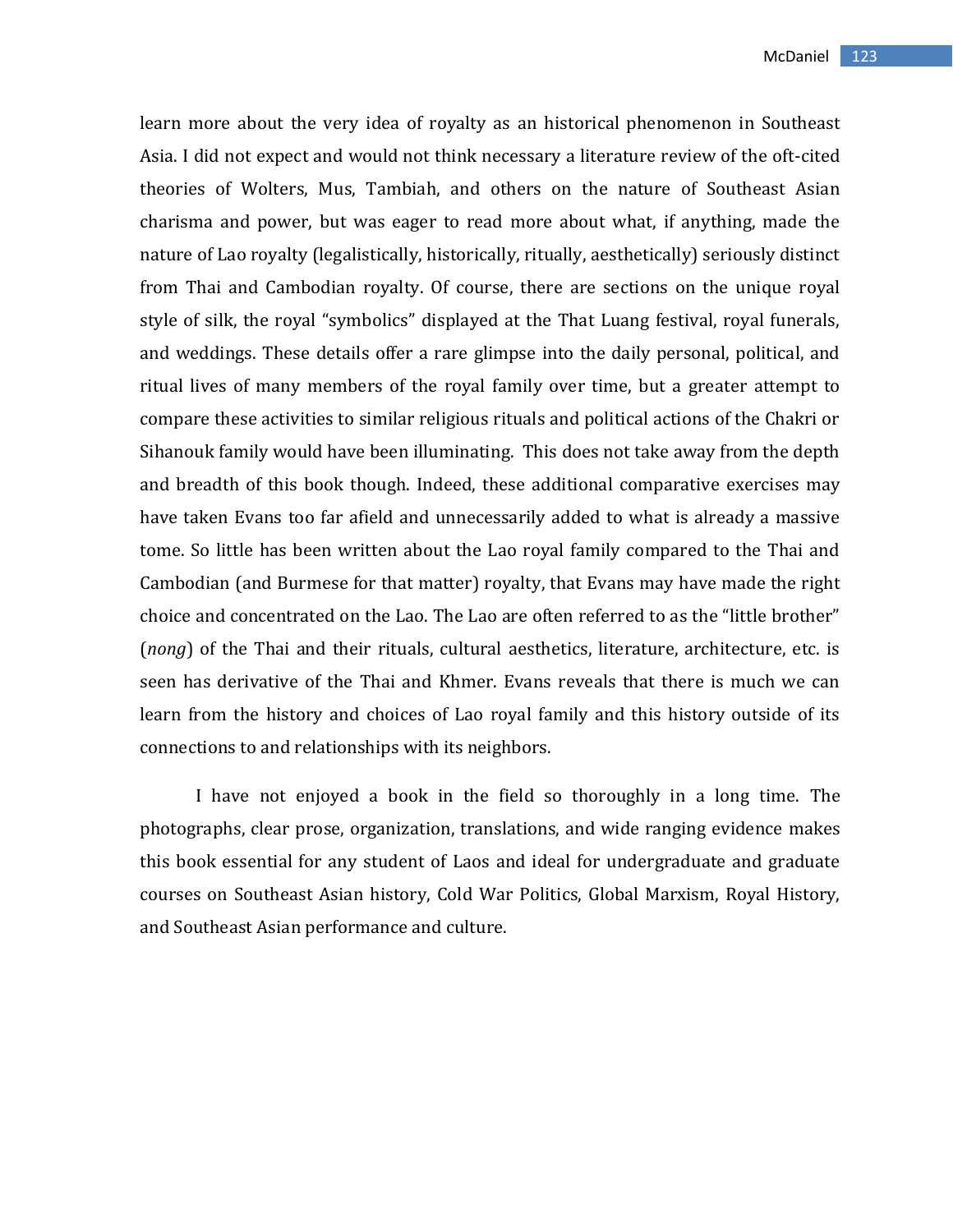learn more about the very idea of royalty as an historical phenomenon in Southeast Asia. I did not expect and would not think necessary a literature review of the oft-cited theories of Wolters, Mus, Tambiah, and others on the nature of Southeast Asian charisma and power, but was eager to read more about what, if anything, made the nature of Lao royalty (legalistically, historically, ritually, aesthetically) seriously distinct from Thai and Cambodian royalty. Of course, there are sections on the unique royal style of silk, the royal "symbolics" displayed at the That Luang festival, royal funerals, and weddings. These details offer a rare glimpse into the daily personal, political, and ritual lives of many members of the royal family over time, but a greater attempt to compare these activities to similar religious rituals and political actions of the Chakri or Sihanouk family would have been illuminating. This does not take away from the depth and breadth of this book though. Indeed, these additional comparative exercises may have taken Evans too far afield and unnecessarily added to what is already a massive tome. So little has been written about the Lao royal family compared to the Thai and Cambodian (and Burmese for that matter) royalty, that Evans may have made the right choice and concentrated on the Lao. The Lao are often referred to as the "little brother" (*nong*) of the Thai and their rituals, cultural aesthetics, literature, architecture, etc. is seen has derivative of the Thai and Khmer. Evans reveals that there is much we can learn from the history and choices of Lao royal family and this history outside of its connections to and relationships with its neighbors.

I have not enjoyed a book in the field so thoroughly in a long time. The photographs, clear prose, organization, translations, and wide ranging evidence makes this book essential for any student of Laos and ideal for undergraduate and graduate courses on Southeast Asian history, Cold War Politics, Global Marxism, Royal History, and Southeast Asian performance and culture.